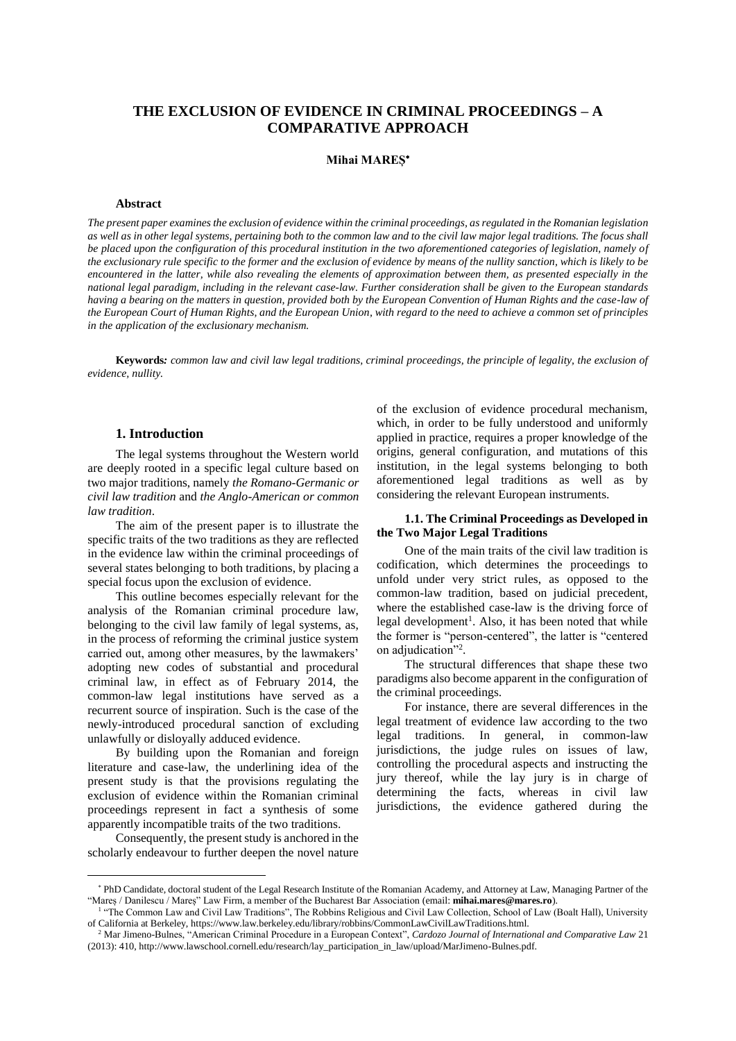# THE EXCLUSION OF EVIDENCE IN CRIMINAL PROCEEDINGS – A COMPARATIVE APPROACH

**Mihai MAREȘ**[*]

**Abstract**

*The present paper examines the exclusion of evidence within the criminal proceedings, as regulated in the Romanian legislation as well as in other legal systems, pertaining both to the common law and to the civil law major legal traditions. The focus shall be placed upon the configuration of this procedural institution in the two aforementioned categories of legislation, namely of the exclusionary rule specific to the former and the exclusion of evidence by means of the nullity sanction, which is likely to be encountered in the latter, while also revealing the elements of approximation between them, as presented especially in the national legal paradigm, including in the relevant case-law. Further consideration shall be given to the European standards having a bearing on the matters in question, provided both by the European Convention of Human Rights and the case-law of the European Court of Human Rights, and the European Union, with regard to the need to achieve a common set of principles in the application of the exclusionary mechanism.*

**Keywords***: common law and civil law legal traditions, criminal proceedings, the principle of legality, the exclusion of evidence, nullity.*

## 1. Introduction

The legal systems throughout the Western world are deeply rooted in a specific legal culture based on two major traditions, namely *the Romano-Germanic or civil law tradition* and *the Anglo-American or common law tradition*.

The aim of the present paper is to illustrate the specific traits of the two traditions as they are reflected in the evidence law within the criminal proceedings of several states belonging to both traditions, by placing a special focus upon the exclusion of evidence.

This outline becomes especially relevant for the analysis of the Romanian criminal procedure law, belonging to the civil law family of legal systems, as, in the process of reforming the criminal justice system carried out, among other measures, by the lawmakers' adopting new codes of substantial and procedural criminal law, in effect as of February 2014, the common-law legal institutions have served as a recurrent source of inspiration. Such is the case of the newly-introduced procedural sanction of excluding unlawfully or disloyally adduced evidence.

By building upon the Romanian and foreign literature and case-law, the underlining idea of the present study is that the provisions regulating the exclusion of evidence within the Romanian criminal proceedings represent in fact a synthesis of some apparently incompatible traits of the two traditions.

Consequently, the present study is anchored in the scholarly endeavour to further deepen the novel nature of the exclusion of evidence procedural mechanism, which, in order to be fully understood and uniformly applied in practice, requires a proper knowledge of the origins, general configuration, and mutations of this institution, in the legal systems belonging to both aforementioned legal traditions as well as by considering the relevant European instruments.

### 1.1. The Criminal Proceedings as Developed in the Two Major Legal Traditions

One of the main traits of the civil law tradition is codification, which determines the proceedings to unfold under very strict rules, as opposed to the common-law tradition, based on judicial precedent, where the established case-law is the driving force of legal development[1]. Also, it has been noted that while the former is "person-centered", the latter is "centered on adjudication"[2].

The structural differences that shape these two paradigms also become apparent in the configuration of the criminal proceedings.

For instance, there are several differences in the legal treatment of evidence law according to the two legal traditions. In general, in common-law jurisdictions, the judge rules on issues of law, controlling the procedural aspects and instructing the jury thereof, while the lay jury is in charge of determining the facts, whereas in civil law jurisdictions, the evidence gathered during the

---

[*] PhD Candidate, doctoral student of the Legal Research Institute of the Romanian Academy, and Attorney at Law, Managing Partner of the "Mareș / Danilescu / Mareș" Law Firm, a member of the Bucharest Bar Association (email: **mihai.mares@mares.ro**).

[1] "The Common Law and Civil Law Traditions", The Robbins Religious and Civil Law Collection, School of Law (Boalt Hall), University of California at Berkeley, https://www.law.berkeley.edu/library/robbins/CommonLawCivilLawTraditions.html.

[2] Mar Jimeno-Bulnes, "American Criminal Procedure in a European Context", *Cardozo Journal of International and Comparative Law* 21 (2013): 410, http://www.lawschool.cornell.edu/research/lay_participation_in_law/upload/MarJimeno-Bulnes.pdf.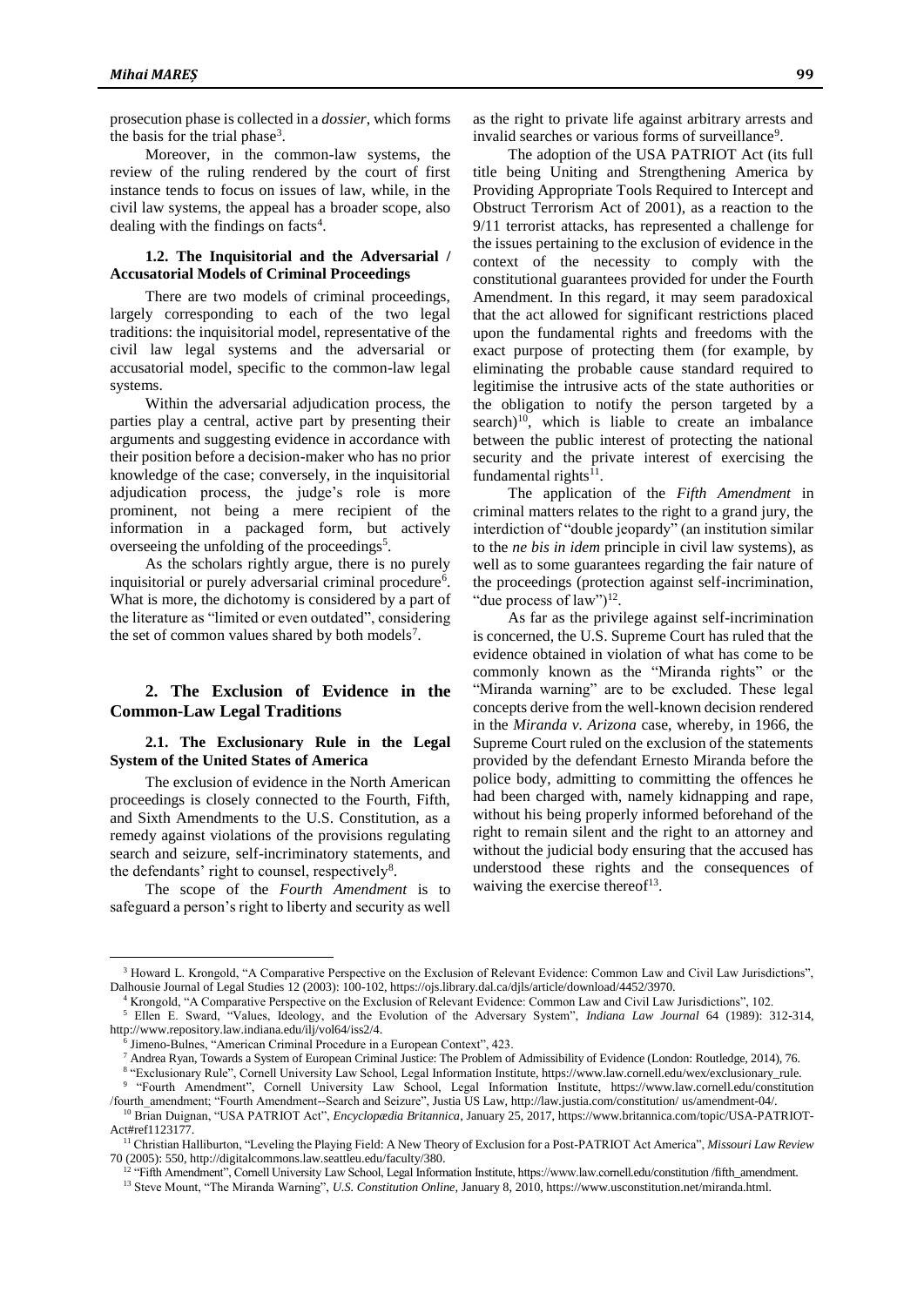prosecution phase is collected in a *dossier*, which forms the basis for the trial phase[3].

Moreover, in the common-law systems, the review of the ruling rendered by the court of first instance tends to focus on issues of law, while, in the civil law systems, the appeal has a broader scope, also dealing with the findings on facts[4].

### 1.2. The Inquisitorial and the Adversarial / Accusatorial Models of Criminal Proceedings

There are two models of criminal proceedings, largely corresponding to each of the two legal traditions: the inquisitorial model, representative of the civil law legal systems and the adversarial or accusatorial model, specific to the common-law legal systems.

Within the adversarial adjudication process, the parties play a central, active part by presenting their arguments and suggesting evidence in accordance with their position before a decision-maker who has no prior knowledge of the case; conversely, in the inquisitorial adjudication process, the judge's role is more prominent, not being a mere recipient of the information in a packaged form, but actively overseeing the unfolding of the proceedings[5].

As the scholars rightly argue, there is no purely inquisitorial or purely adversarial criminal procedure[6]. What is more, the dichotomy is considered by a part of the literature as "limited or even outdated", considering the set of common values shared by both models[7].

## 2. The Exclusion of Evidence in the Common-Law Legal Traditions

### 2.1. The Exclusionary Rule in the Legal System of the United States of America

The exclusion of evidence in the North American proceedings is closely connected to the Fourth, Fifth, and Sixth Amendments to the U.S. Constitution, as a remedy against violations of the provisions regulating search and seizure, self-incriminatory statements, and the defendants' right to counsel, respectively[8].

The scope of the *Fourth Amendment* is to safeguard a person's right to liberty and security as well as the right to private life against arbitrary arrests and invalid searches or various forms of surveillance[9].

The adoption of the USA PATRIOT Act (its full title being Uniting and Strengthening America by Providing Appropriate Tools Required to Intercept and Obstruct Terrorism Act of 2001), as a reaction to the 9/11 terrorist attacks, has represented a challenge for the issues pertaining to the exclusion of evidence in the context of the necessity to comply with the constitutional guarantees provided for under the Fourth Amendment. In this regard, it may seem paradoxical that the act allowed for significant restrictions placed upon the fundamental rights and freedoms with the exact purpose of protecting them (for example, by eliminating the probable cause standard required to legitimise the intrusive acts of the state authorities or the obligation to notify the person targeted by a search)[10], which is liable to create an imbalance between the public interest of protecting the national security and the private interest of exercising the fundamental rights[11].

The application of the *Fifth Amendment* in criminal matters relates to the right to a grand jury, the interdiction of "double jeopardy" (an institution similar to the *ne bis in idem* principle in civil law systems), as well as to some guarantees regarding the fair nature of the proceedings (protection against self-incrimination, "due process of law")[12].

As far as the privilege against self-incrimination is concerned, the U.S. Supreme Court has ruled that the evidence obtained in violation of what has come to be commonly known as the "Miranda rights" or the "Miranda warning" are to be excluded. These legal concepts derive from the well-known decision rendered in the *Miranda v. Arizona* case, whereby, in 1966, the Supreme Court ruled on the exclusion of the statements provided by the defendant Ernesto Miranda before the police body, admitting to committing the offences he had been charged with, namely kidnapping and rape, without his being properly informed beforehand of the right to remain silent and the right to an attorney and without the judicial body ensuring that the accused has understood these rights and the consequences of waiving the exercise thereof[13].

---

[3] Howard L. Krongold, "A Comparative Perspective on the Exclusion of Relevant Evidence: Common Law and Civil Law Jurisdictions", Dalhousie Journal of Legal Studies 12 (2003): 100-102, https://ojs.library.dal.ca/djls/article/download/4452/3970.

[4] Krongold, "A Comparative Perspective on the Exclusion of Relevant Evidence: Common Law and Civil Law Jurisdictions", 102.

[5] Ellen E. Sward, "Values, Ideology, and the Evolution of the Adversary System", *Indiana Law Journal* 64 (1989): 312-314, http://www.repository.law.indiana.edu/ilj/vol64/iss2/4.

[6] Jimeno-Bulnes, "American Criminal Procedure in a European Context", 423.

[7] Andrea Ryan, Towards a System of European Criminal Justice: The Problem of Admissibility of Evidence (London: Routledge, 2014), 76.

[8] "Exclusionary Rule", Cornell University Law School, Legal Information Institute, https://www.law.cornell.edu/wex/exclusionary_rule.

[9] "Fourth Amendment", Cornell University Law School, Legal Information Institute, https://www.law.cornell.edu/constitution /fourth_amendment; "Fourth Amendment--Search and Seizure", Justia US Law, http://law.justia.com/constitution/ us/amendment-04/.

[10] Brian Duignan, "USA PATRIOT Act", *Encyclopædia Britannica*, January 25, 2017, https://www.britannica.com/topic/USA-PATRIOT-Act#ref1123177.

[11] Christian Halliburton, "Leveling the Playing Field: A New Theory of Exclusion for a Post-PATRIOT Act America", *Missouri Law Review* 70 (2005): 550, http://digitalcommons.law.seattleu.edu/faculty/380.

[12] "Fifth Amendment", Cornell University Law School, Legal Information Institute, https://www.law.cornell.edu/constitution /fifth_amendment.

[13] Steve Mount, "The Miranda Warning", *U.S. Constitution Online*, January 8, 2010, https://www.usconstitution.net/miranda.html.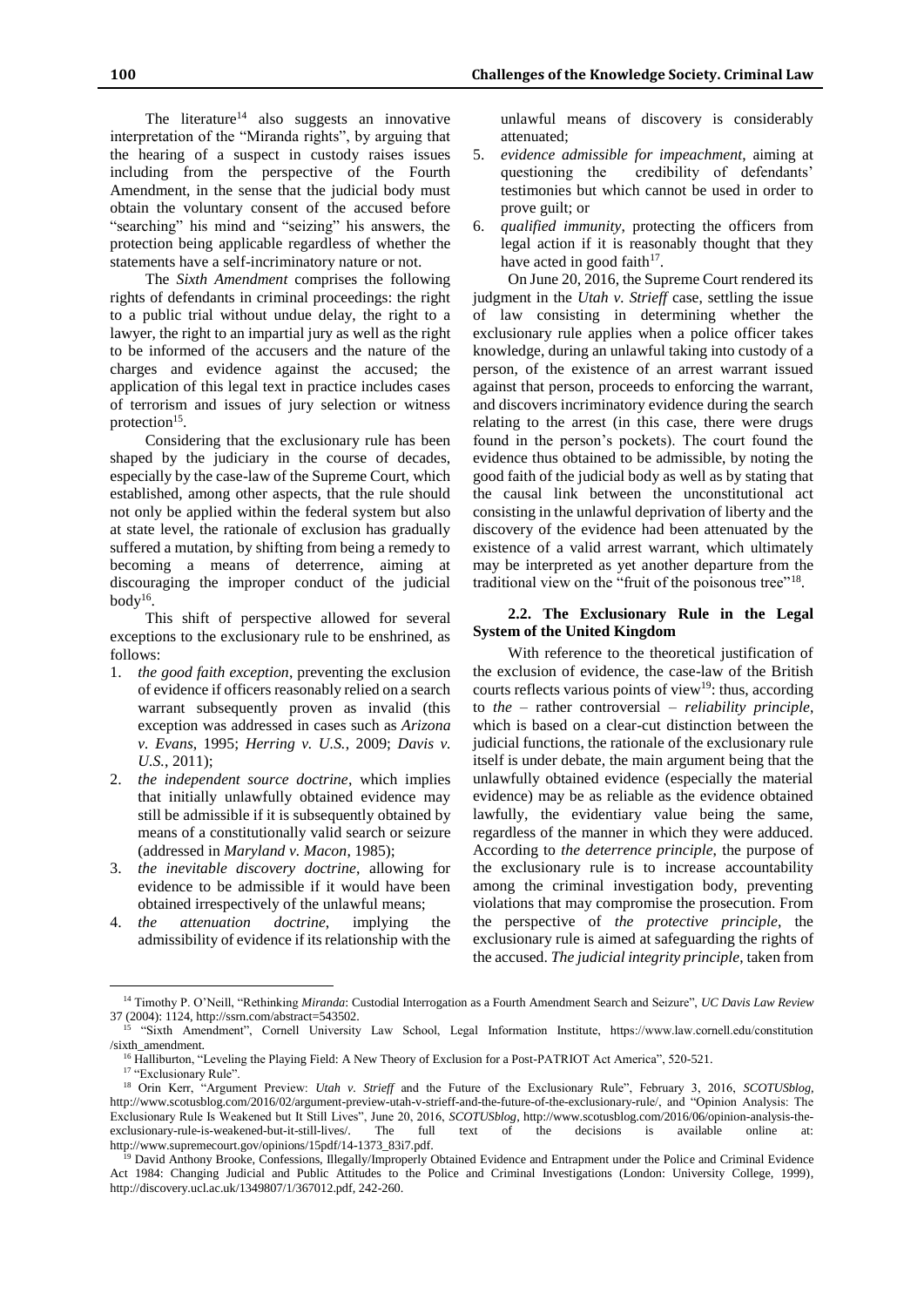The literature[14] also suggests an innovative interpretation of the "Miranda rights", by arguing that the hearing of a suspect in custody raises issues including from the perspective of the Fourth Amendment, in the sense that the judicial body must obtain the voluntary consent of the accused before "searching" his mind and "seizing" his answers, the protection being applicable regardless of whether the statements have a self-incriminatory nature or not.

The *Sixth Amendment* comprises the following rights of defendants in criminal proceedings: the right to a public trial without undue delay, the right to a lawyer, the right to an impartial jury as well as the right to be informed of the accusers and the nature of the charges and evidence against the accused; the application of this legal text in practice includes cases of terrorism and issues of jury selection or witness protection[15].

Considering that the exclusionary rule has been shaped by the judiciary in the course of decades, especially by the case-law of the Supreme Court, which established, among other aspects, that the rule should not only be applied within the federal system but also at state level, the rationale of exclusion has gradually suffered a mutation, by shifting from being a remedy to becoming a means of deterrence, aiming at discouraging the improper conduct of the judicial body[16].

This shift of perspective allowed for several exceptions to the exclusionary rule to be enshrined, as follows:

1. *the good faith exception*, preventing the exclusion of evidence if officers reasonably relied on a search warrant subsequently proven as invalid (this exception was addressed in cases such as *Arizona v. Evans*, 1995; *Herring v. U.S.*, 2009; *Davis v. U.S.*, 2011);
2. *the independent source doctrine*, which implies that initially unlawfully obtained evidence may still be admissible if it is subsequently obtained by means of a constitutionally valid search or seizure (addressed in *Maryland v. Macon*, 1985);
3. *the inevitable discovery doctrine*, allowing for evidence to be admissible if it would have been obtained irrespectively of the unlawful means;
4. *the attenuation doctrine*, implying the admissibility of evidence if its relationship with the unlawful means of discovery is considerably attenuated;
5. *evidence admissible for impeachment*, aiming at questioning the credibility of defendants' testimonies but which cannot be used in order to prove guilt; or
6. *qualified immunity*, protecting the officers from legal action if it is reasonably thought that they have acted in good faith[17].

On June 20, 2016, the Supreme Court rendered its judgment in the *Utah v. Strieff* case, settling the issue of law consisting in determining whether the exclusionary rule applies when a police officer takes knowledge, during an unlawful taking into custody of a person, of the existence of an arrest warrant issued against that person, proceeds to enforcing the warrant, and discovers incriminatory evidence during the search relating to the arrest (in this case, there were drugs found in the person's pockets). The court found the evidence thus obtained to be admissible, by noting the good faith of the judicial body as well as by stating that the causal link between the unconstitutional act consisting in the unlawful deprivation of liberty and the discovery of the evidence had been attenuated by the existence of a valid arrest warrant, which ultimately may be interpreted as yet another departure from the traditional view on the "fruit of the poisonous tree"[18].

### 2.2. The Exclusionary Rule in the Legal System of the United Kingdom

With reference to the theoretical justification of the exclusion of evidence, the case-law of the British courts reflects various points of view[19]: thus, according to *the* – rather controversial – *reliability principle*, which is based on a clear-cut distinction between the judicial functions, the rationale of the exclusionary rule itself is under debate, the main argument being that the unlawfully obtained evidence (especially the material evidence) may be as reliable as the evidence obtained lawfully, the evidentiary value being the same, regardless of the manner in which they were adduced. According to *the deterrence principle*, the purpose of the exclusionary rule is to increase accountability among the criminal investigation body, preventing violations that may compromise the prosecution. From the perspective of *the protective principle*, the exclusionary rule is aimed at safeguarding the rights of the accused. *The judicial integrity principle*, taken from

---

[14] Timothy P. O'Neill, "Rethinking *Miranda*: Custodial Interrogation as a Fourth Amendment Search and Seizure", *UC Davis Law Review* 37 (2004): 1124, http://ssrn.com/abstract=543502.

[15] "Sixth Amendment", Cornell University Law School, Legal Information Institute, https://www.law.cornell.edu/constitution/sixth_amendment.

[16] Halliburton, "Leveling the Playing Field: A New Theory of Exclusion for a Post-PATRIOT Act America", 520-521.

[17] "Exclusionary Rule".

[18] Orin Kerr, "Argument Preview: *Utah v. Strieff* and the Future of the Exclusionary Rule", February 3, 2016, *SCOTUSblog*, http://www.scotusblog.com/2016/02/argument-preview-utah-v-strieff-and-the-future-of-the-exclusionary-rule/, and "Opinion Analysis: The Exclusionary Rule Is Weakened but It Still Lives", June 20, 2016, *SCOTUSblog*, http://www.scotusblog.com/2016/06/opinion-analysis-the-exclusionary-rule-is-weakened-but-it-still-lives/. The full text of the decisions is available online at: http://www.supremecourt.gov/opinions/15pdf/14-1373_83i7.pdf.

[19] David Anthony Brooke, Confessions, Illegally/Improperly Obtained Evidence and Entrapment under the Police and Criminal Evidence Act 1984: Changing Judicial and Public Attitudes to the Police and Criminal Investigations (London: University College, 1999), http://discovery.ucl.ac.uk/1349807/1/367012.pdf, 242-260.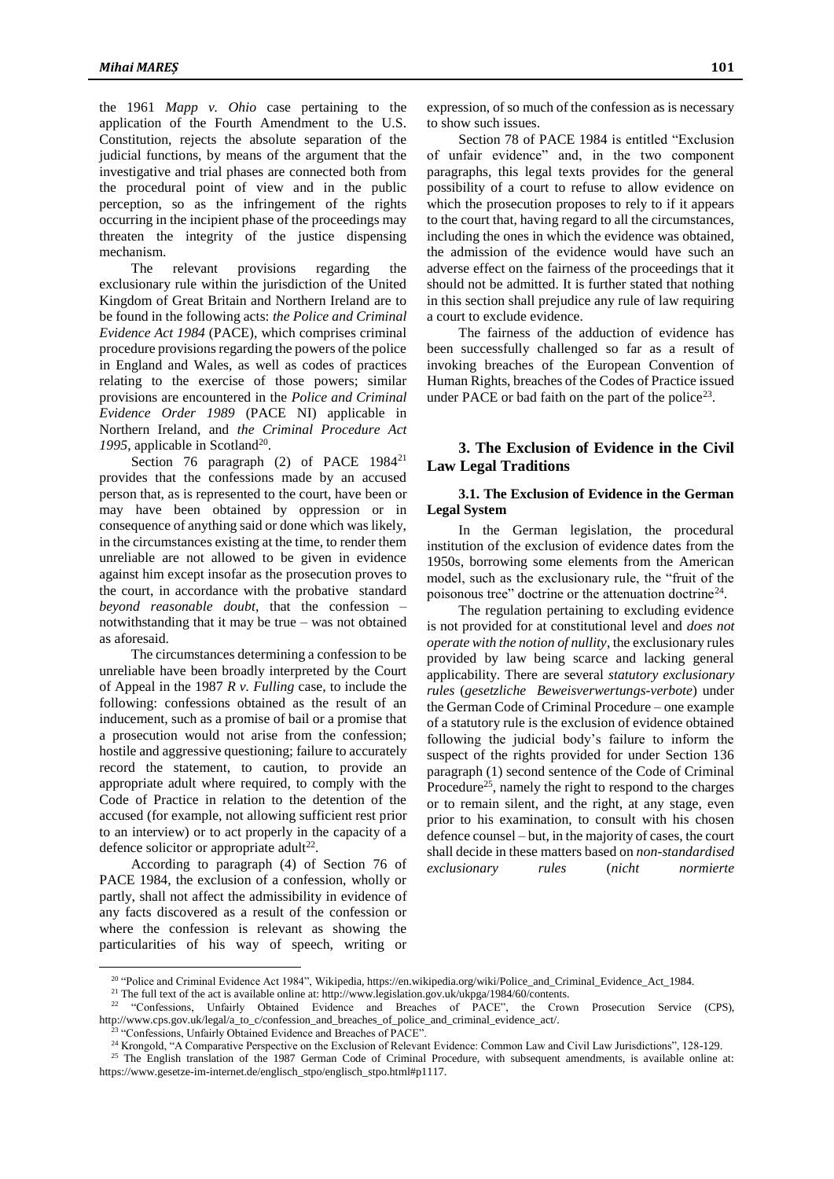the 1961 *Mapp v. Ohio* case pertaining to the application of the Fourth Amendment to the U.S. Constitution, rejects the absolute separation of the judicial functions, by means of the argument that the investigative and trial phases are connected both from the procedural point of view and in the public perception, so as the infringement of the rights occurring in the incipient phase of the proceedings may threaten the integrity of the justice dispensing mechanism.

The relevant provisions regarding the exclusionary rule within the jurisdiction of the United Kingdom of Great Britain and Northern Ireland are to be found in the following acts: *the Police and Criminal Evidence Act 1984* (PACE), which comprises criminal procedure provisions regarding the powers of the police in England and Wales, as well as codes of practices relating to the exercise of those powers; similar provisions are encountered in the *Police and Criminal Evidence Order 1989* (PACE NI) applicable in Northern Ireland, and *the Criminal Procedure Act 1995*, applicable in Scotland[20].

Section 76 paragraph (2) of PACE 1984[21] provides that the confessions made by an accused person that, as is represented to the court, have been or may have been obtained by oppression or in consequence of anything said or done which was likely, in the circumstances existing at the time, to render them unreliable are not allowed to be given in evidence against him except insofar as the prosecution proves to the court, in accordance with the probative standard *beyond reasonable doubt*, that the confession – notwithstanding that it may be true – was not obtained as aforesaid.

The circumstances determining a confession to be unreliable have been broadly interpreted by the Court of Appeal in the 1987 *R v. Fulling* case, to include the following: confessions obtained as the result of an inducement, such as a promise of bail or a promise that a prosecution would not arise from the confession; hostile and aggressive questioning; failure to accurately record the statement, to caution, to provide an appropriate adult where required, to comply with the Code of Practice in relation to the detention of the accused (for example, not allowing sufficient rest prior to an interview) or to act properly in the capacity of a defence solicitor or appropriate adult[22].

According to paragraph (4) of Section 76 of PACE 1984, the exclusion of a confession, wholly or partly, shall not affect the admissibility in evidence of any facts discovered as a result of the confession or where the confession is relevant as showing the particularities of his way of speech, writing or expression, of so much of the confession as is necessary to show such issues.

Section 78 of PACE 1984 is entitled "Exclusion of unfair evidence" and, in the two component paragraphs, this legal texts provides for the general possibility of a court to refuse to allow evidence on which the prosecution proposes to rely to if it appears to the court that, having regard to all the circumstances, including the ones in which the evidence was obtained, the admission of the evidence would have such an adverse effect on the fairness of the proceedings that it should not be admitted. It is further stated that nothing in this section shall prejudice any rule of law requiring a court to exclude evidence.

The fairness of the adduction of evidence has been successfully challenged so far as a result of invoking breaches of the European Convention of Human Rights, breaches of the Codes of Practice issued under PACE or bad faith on the part of the police[23].

## 3. The Exclusion of Evidence in the Civil Law Legal Traditions

### 3.1. The Exclusion of Evidence in the German Legal System

In the German legislation, the procedural institution of the exclusion of evidence dates from the 1950s, borrowing some elements from the American model, such as the exclusionary rule, the "fruit of the poisonous tree" doctrine or the attenuation doctrine[24].

The regulation pertaining to excluding evidence is not provided for at constitutional level and *does not operate with the notion of nullity*, the exclusionary rules provided by law being scarce and lacking general applicability. There are several *statutory exclusionary rules* (*gesetzliche Beweisverwertungs-verbote*) under the German Code of Criminal Procedure – one example of a statutory rule is the exclusion of evidence obtained following the judicial body's failure to inform the suspect of the rights provided for under Section 136 paragraph (1) second sentence of the Code of Criminal Procedure[25], namely the right to respond to the charges or to remain silent, and the right, at any stage, even prior to his examination, to consult with his chosen defence counsel – but, in the majority of cases, the court shall decide in these matters based on *non-standardised exclusionary rules* (*nicht normierte*

---

[20] "Police and Criminal Evidence Act 1984", Wikipedia, https://en.wikipedia.org/wiki/Police_and_Criminal_Evidence_Act_1984.

[21] The full text of the act is available online at: http://www.legislation.gov.uk/ukpga/1984/60/contents.

[22] "Confessions, Unfairly Obtained Evidence and Breaches of PACE", the Crown Prosecution Service (CPS), http://www.cps.gov.uk/legal/a_to_c/confession_and_breaches_of_police_and_criminal_evidence_act/.

[23] "Confessions, Unfairly Obtained Evidence and Breaches of PACE".

[24] Krongold, "A Comparative Perspective on the Exclusion of Relevant Evidence: Common Law and Civil Law Jurisdictions", 128-129.

[25] The English translation of the 1987 German Code of Criminal Procedure, with subsequent amendments, is available online at: https://www.gesetze-im-internet.de/englisch_stpo/englisch_stpo.html#p1117.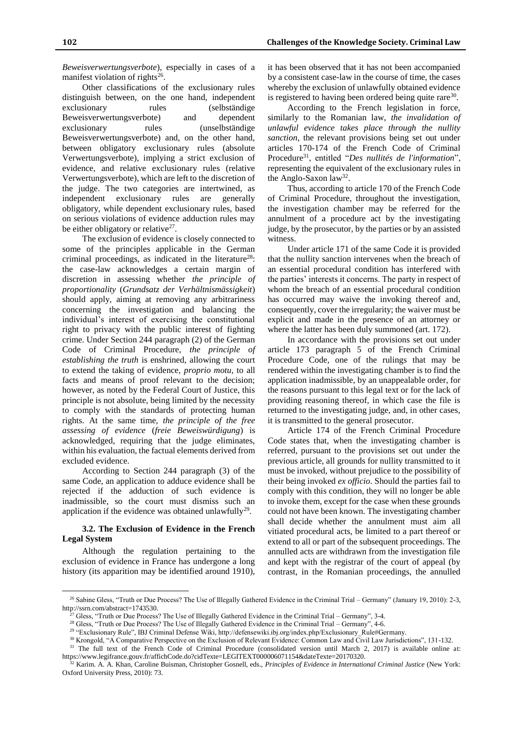*Beweisverwertungsverbote*), especially in cases of a manifest violation of rights[26].

Other classifications of the exclusionary rules distinguish between, on the one hand, independent exclusionary rules (selbständige Beweisverwertungsverbote) and dependent exclusionary rules (unselbständige Beweisverwertungsverbote) and, on the other hand, between obligatory exclusionary rules (absolute Verwertungsverbote), implying a strict exclusion of evidence, and relative exclusionary rules (relative Verwertungsverbote), which are left to the discretion of the judge. The two categories are intertwined, as independent exclusionary rules are generally obligatory, while dependent exclusionary rules, based on serious violations of evidence adduction rules may be either obligatory or relative[27].

The exclusion of evidence is closely connected to some of the principles applicable in the German criminal proceedings, as indicated in the literature[28]: the case-law acknowledges a certain margin of discretion in assessing whether *the principle of proportionality* (*Grundsatz der Verhältnismässigkeit*) should apply, aiming at removing any arbitrariness concerning the investigation and balancing the individual's interest of exercising the constitutional right to privacy with the public interest of fighting crime. Under Section 244 paragraph (2) of the German Code of Criminal Procedure, *the principle of establishing the truth* is enshrined, allowing the court to extend the taking of evidence, *proprio motu*, to all facts and means of proof relevant to the decision; however, as noted by the Federal Court of Justice, this principle is not absolute, being limited by the necessity to comply with the standards of protecting human rights. At the same time, *the principle of the free assessing of evidence* (*freie Beweiswürdigung*) is acknowledged, requiring that the judge eliminates, within his evaluation, the factual elements derived from excluded evidence.

According to Section 244 paragraph (3) of the same Code, an application to adduce evidence shall be rejected if the adduction of such evidence is inadmissible, so the court must dismiss such an application if the evidence was obtained unlawfully[29].

### 3.2. The Exclusion of Evidence in the French Legal System

Although the regulation pertaining to the exclusion of evidence in France has undergone a long history (its apparition may be identified around 1910), it has been observed that it has not been accompanied by a consistent case-law in the course of time, the cases whereby the exclusion of unlawfully obtained evidence is registered to having been ordered being quite rare[30].

According to the French legislation in force, similarly to the Romanian law, *the invalidation of unlawful evidence takes place through the nullity sanction*, the relevant provisions being set out under articles 170-174 of the French Code of Criminal Procedure[31], entitled "*Des nullités de l'information*", representing the equivalent of the exclusionary rules in the Anglo-Saxon law[32].

Thus, according to article 170 of the French Code of Criminal Procedure, throughout the investigation, the investigation chamber may be referred for the annulment of a procedure act by the investigating judge, by the prosecutor, by the parties or by an assisted witness.

Under article 171 of the same Code it is provided that the nullity sanction intervenes when the breach of an essential procedural condition has interfered with the parties' interests it concerns. The party in respect of whom the breach of an essential procedural condition has occurred may waive the invoking thereof and, consequently, cover the irregularity; the waiver must be explicit and made in the presence of an attorney or where the latter has been duly summoned (art. 172).

In accordance with the provisions set out under article 173 paragraph 5 of the French Criminal Procedure Code, one of the rulings that may be rendered within the investigating chamber is to find the application inadmissible, by an unappealable order, for the reasons pursuant to this legal text or for the lack of providing reasoning thereof, in which case the file is returned to the investigating judge, and, in other cases, it is transmitted to the general prosecutor.

Article 174 of the French Criminal Procedure Code states that, when the investigating chamber is referred, pursuant to the provisions set out under the previous article, all grounds for nullity transmitted to it must be invoked, without prejudice to the possibility of their being invoked *ex officio*. Should the parties fail to comply with this condition, they will no longer be able to invoke them, except for the case when these grounds could not have been known. The investigating chamber shall decide whether the annulment must aim all vitiated procedural acts, be limited to a part thereof or extend to all or part of the subsequent proceedings. The annulled acts are withdrawn from the investigation file and kept with the registrar of the court of appeal (by contrast, in the Romanian proceedings, the annulled

---

[26] Sabine Gless, "Truth or Due Process? The Use of Illegally Gathered Evidence in the Criminal Trial – Germany" (January 19, 2010): 2-3, http://ssrn.com/abstract=1743530.

[27] Gless, "Truth or Due Process? The Use of Illegally Gathered Evidence in the Criminal Trial – Germany", 3-4.

[28] Gless, "Truth or Due Process? The Use of Illegally Gathered Evidence in the Criminal Trial – Germany", 4-6.

[29] "Exclusionary Rule", IBJ Criminal Defense Wiki, http://defensewiki.ibj.org/index.php/Exclusionary_Rule#Germany.

[30] Krongold, "A Comparative Perspective on the Exclusion of Relevant Evidence: Common Law and Civil Law Jurisdictions", 131-132.

[31] The full text of the French Code of Criminal Procedure (consolidated version until March 2, 2017) is available online at: https://www.legifrance.gouv.fr/affichCode.do?cidTexte=LEGITEXT000006071154&dateTexte=20170320.

[32] Karim. A. A. Khan, Caroline Buisman, Christopher Gosnell, eds., *Principles of Evidence in International Criminal Justice* (New York: Oxford University Press, 2010): 73.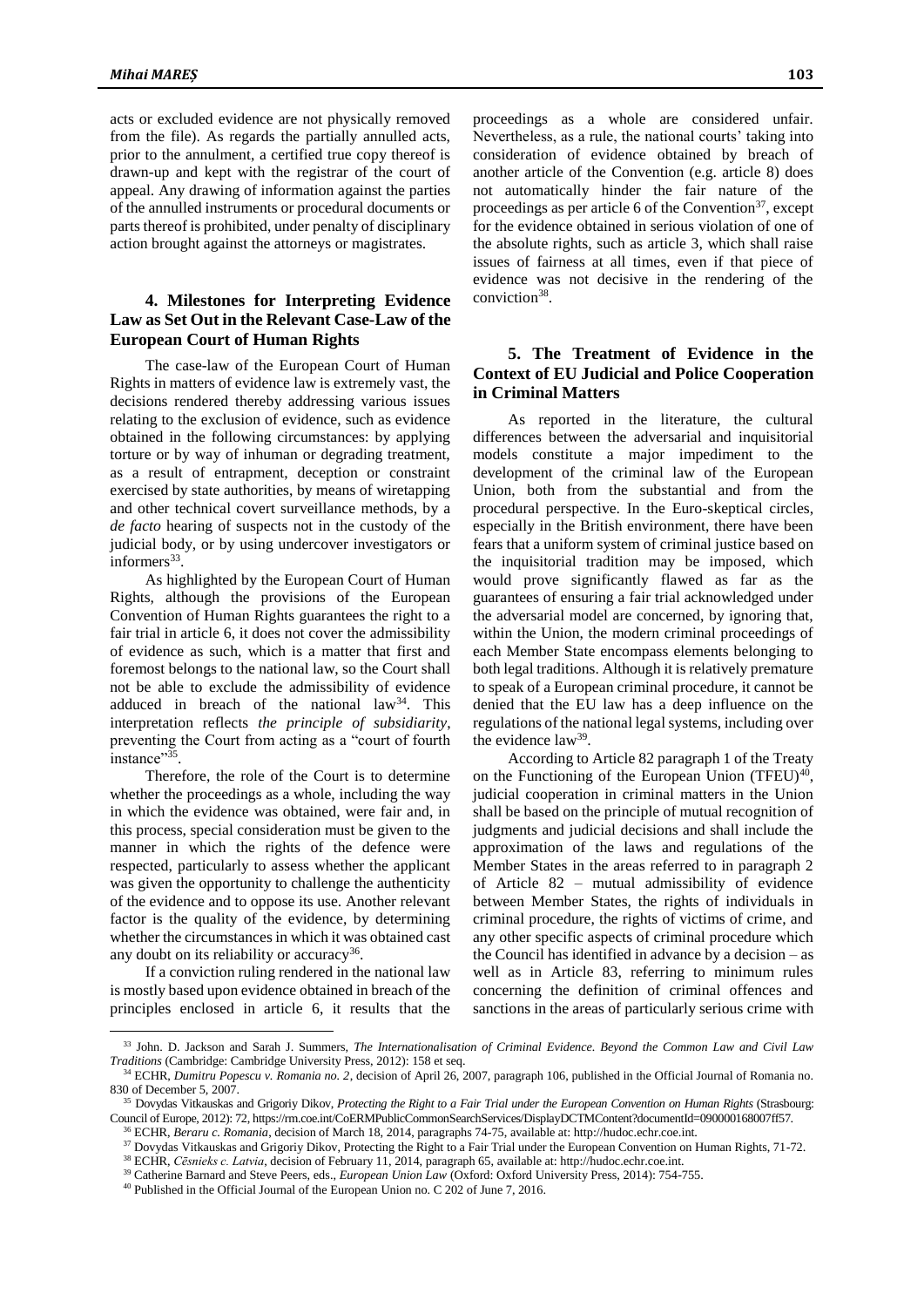acts or excluded evidence are not physically removed from the file). As regards the partially annulled acts, prior to the annulment, a certified true copy thereof is drawn-up and kept with the registrar of the court of appeal. Any drawing of information against the parties of the annulled instruments or procedural documents or parts thereof is prohibited, under penalty of disciplinary action brought against the attorneys or magistrates.

## 4. Milestones for Interpreting Evidence Law as Set Out in the Relevant Case-Law of the European Court of Human Rights

The case-law of the European Court of Human Rights in matters of evidence law is extremely vast, the decisions rendered thereby addressing various issues relating to the exclusion of evidence, such as evidence obtained in the following circumstances: by applying torture or by way of inhuman or degrading treatment, as a result of entrapment, deception or constraint exercised by state authorities, by means of wiretapping and other technical covert surveillance methods, by a *de facto* hearing of suspects not in the custody of the judicial body, or by using undercover investigators or informers[33].

As highlighted by the European Court of Human Rights, although the provisions of the European Convention of Human Rights guarantees the right to a fair trial in article 6, it does not cover the admissibility of evidence as such, which is a matter that first and foremost belongs to the national law, so the Court shall not be able to exclude the admissibility of evidence adduced in breach of the national law[34]. This interpretation reflects *the principle of subsidiarity*, preventing the Court from acting as a "court of fourth instance"[35].

Therefore, the role of the Court is to determine whether the proceedings as a whole, including the way in which the evidence was obtained, were fair and, in this process, special consideration must be given to the manner in which the rights of the defence were respected, particularly to assess whether the applicant was given the opportunity to challenge the authenticity of the evidence and to oppose its use. Another relevant factor is the quality of the evidence, by determining whether the circumstances in which it was obtained cast any doubt on its reliability or accuracy[36].

If a conviction ruling rendered in the national law is mostly based upon evidence obtained in breach of the principles enclosed in article 6, it results that the proceedings as a whole are considered unfair. Nevertheless, as a rule, the national courts' taking into consideration of evidence obtained by breach of another article of the Convention (e.g. article 8) does not automatically hinder the fair nature of the proceedings as per article 6 of the Convention[37], except for the evidence obtained in serious violation of one of the absolute rights, such as article 3, which shall raise issues of fairness at all times, even if that piece of evidence was not decisive in the rendering of the conviction[38].

## 5. The Treatment of Evidence in the Context of EU Judicial and Police Cooperation in Criminal Matters

As reported in the literature, the cultural differences between the adversarial and inquisitorial models constitute a major impediment to the development of the criminal law of the European Union, both from the substantial and from the procedural perspective. In the Euro-skeptical circles, especially in the British environment, there have been fears that a uniform system of criminal justice based on the inquisitorial tradition may be imposed, which would prove significantly flawed as far as the guarantees of ensuring a fair trial acknowledged under the adversarial model are concerned, by ignoring that, within the Union, the modern criminal proceedings of each Member State encompass elements belonging to both legal traditions. Although it is relatively premature to speak of a European criminal procedure, it cannot be denied that the EU law has a deep influence on the regulations of the national legal systems, including over the evidence law[39].

According to Article 82 paragraph 1 of the Treaty on the Functioning of the European Union (TFEU)[40], judicial cooperation in criminal matters in the Union shall be based on the principle of mutual recognition of judgments and judicial decisions and shall include the approximation of the laws and regulations of the Member States in the areas referred to in paragraph 2 of Article 82 – mutual admissibility of evidence between Member States, the rights of individuals in criminal procedure, the rights of victims of crime, and any other specific aspects of criminal procedure which the Council has identified in advance by a decision – as well as in Article 83, referring to minimum rules concerning the definition of criminal offences and sanctions in the areas of particularly serious crime with

---

[33] John. D. Jackson and Sarah J. Summers, *The Internationalisation of Criminal Evidence. Beyond the Common Law and Civil Law Traditions* (Cambridge: Cambridge University Press, 2012): 158 et seq.

[34] ECHR, *Dumitru Popescu v. Romania no. 2*, decision of April 26, 2007, paragraph 106, published in the Official Journal of Romania no. 830 of December 5, 2007.

[35] Dovydas Vitkauskas and Grigoriy Dikov, *Protecting the Right to a Fair Trial under the European Convention on Human Rights* (Strasbourg: Council of Europe, 2012): 72, https://rm.coe.int/CoERMPublicCommonSearchServices/DisplayDCTMContent?documentId=090000168007ff57.

[36] ECHR, *Beraru c. Romania*, decision of March 18, 2014, paragraphs 74-75, available at: http://hudoc.echr.coe.int.

[37] Dovydas Vitkauskas and Grigoriy Dikov, Protecting the Right to a Fair Trial under the European Convention on Human Rights, 71-72.

[38] ECHR, *Cēsnieks c. Latvia*, decision of February 11, 2014, paragraph 65, available at: http://hudoc.echr.coe.int.

[39] Catherine Barnard and Steve Peers, eds., *European Union Law* (Oxford: Oxford University Press, 2014): 754-755.

[40] Published in the Official Journal of the European Union no. C 202 of June 7, 2016.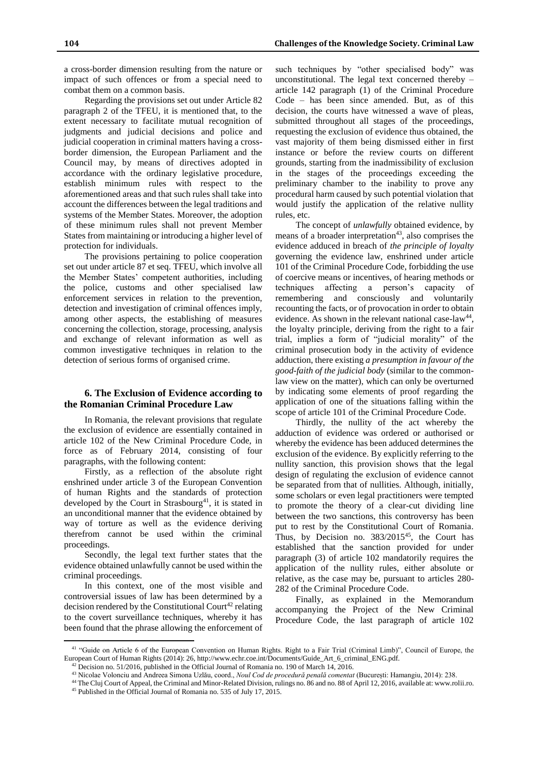a cross-border dimension resulting from the nature or impact of such offences or from a special need to combat them on a common basis.

Regarding the provisions set out under Article 82 paragraph 2 of the TFEU, it is mentioned that, to the extent necessary to facilitate mutual recognition of judgments and judicial decisions and police and judicial cooperation in criminal matters having a cross-border dimension, the European Parliament and the Council may, by means of directives adopted in accordance with the ordinary legislative procedure, establish minimum rules with respect to the aforementioned areas and that such rules shall take into account the differences between the legal traditions and systems of the Member States. Moreover, the adoption of these minimum rules shall not prevent Member States from maintaining or introducing a higher level of protection for individuals.

The provisions pertaining to police cooperation set out under article 87 et seq. TFEU, which involve all the Member States' competent authorities, including the police, customs and other specialised law enforcement services in relation to the prevention, detection and investigation of criminal offences imply, among other aspects, the establishing of measures concerning the collection, storage, processing, analysis and exchange of relevant information as well as common investigative techniques in relation to the detection of serious forms of organised crime.

## 6. The Exclusion of Evidence according to the Romanian Criminal Procedure Law

In Romania, the relevant provisions that regulate the exclusion of evidence are essentially contained in article 102 of the New Criminal Procedure Code, in force as of February 2014, consisting of four paragraphs, with the following content:

Firstly, as a reflection of the absolute right enshrined under article 3 of the European Convention of human Rights and the standards of protection developed by the Court in Strasbourg[41], it is stated in an unconditional manner that the evidence obtained by way of torture as well as the evidence deriving therefrom cannot be used within the criminal proceedings.

Secondly, the legal text further states that the evidence obtained unlawfully cannot be used within the criminal proceedings.

In this context, one of the most visible and controversial issues of law has been determined by a decision rendered by the Constitutional Court[42] relating to the covert surveillance techniques, whereby it has been found that the phrase allowing the enforcement of such techniques by "other specialised body" was unconstitutional. The legal text concerned thereby – article 142 paragraph (1) of the Criminal Procedure Code – has been since amended. But, as of this decision, the courts have witnessed a wave of pleas, submitted throughout all stages of the proceedings, requesting the exclusion of evidence thus obtained, the vast majority of them being dismissed either in first instance or before the review courts on different grounds, starting from the inadmissibility of exclusion in the stages of the proceedings exceeding the preliminary chamber to the inability to prove any procedural harm caused by such potential violation that would justify the application of the relative nullity rules, etc.

The concept of *unlawfully* obtained evidence, by means of a broader interpretation[43], also comprises the evidence adduced in breach of *the principle of loyalty* governing the evidence law, enshrined under article 101 of the Criminal Procedure Code, forbidding the use of coercive means or incentives, of hearing methods or techniques affecting a person's capacity of remembering and consciously and voluntarily recounting the facts, or of provocation in order to obtain evidence. As shown in the relevant national case-law[44], the loyalty principle, deriving from the right to a fair trial, implies a form of "judicial morality" of the criminal prosecution body in the activity of evidence adduction, there existing *a presumption in favour of the good-faith of the judicial body* (similar to the common-law view on the matter), which can only be overturned by indicating some elements of proof regarding the application of one of the situations falling within the scope of article 101 of the Criminal Procedure Code.

Thirdly, the nullity of the act whereby the adduction of evidence was ordered or authorised or whereby the evidence has been adduced determines the exclusion of the evidence. By explicitly referring to the nullity sanction, this provision shows that the legal design of regulating the exclusion of evidence cannot be separated from that of nullities. Although, initially, some scholars or even legal practitioners were tempted to promote the theory of a clear-cut dividing line between the two sanctions, this controversy has been put to rest by the Constitutional Court of Romania. Thus, by Decision no. 383/2015[45], the Court has established that the sanction provided for under paragraph (3) of article 102 mandatorily requires the application of the nullity rules, either absolute or relative, as the case may be, pursuant to articles 280-282 of the Criminal Procedure Code.

Finally, as explained in the Memorandum accompanying the Project of the New Criminal Procedure Code, the last paragraph of article 102

---

[41] "Guide on Article 6 of the European Convention on Human Rights. Right to a Fair Trial (Criminal Limb)", Council of Europe, the European Court of Human Rights (2014): 26, http://www.echr.coe.int/Documents/Guide_Art_6_criminal_ENG.pdf.

[42] Decision no. 51/2016, published in the Official Journal of Romania no. 190 of March 14, 2016.

[43] Nicolae Volonciu and Andreea Simona Uzlău, coord., *Noul Cod de procedură penală comentat* (București: Hamangiu, 2014): 238.

[44] The Cluj Court of Appeal, the Criminal and Minor-Related Division, rulings no. 86 and no. 88 of April 12, 2016, available at: www.rolii.ro.

[45] Published in the Official Journal of Romania no. 535 of July 17, 2015.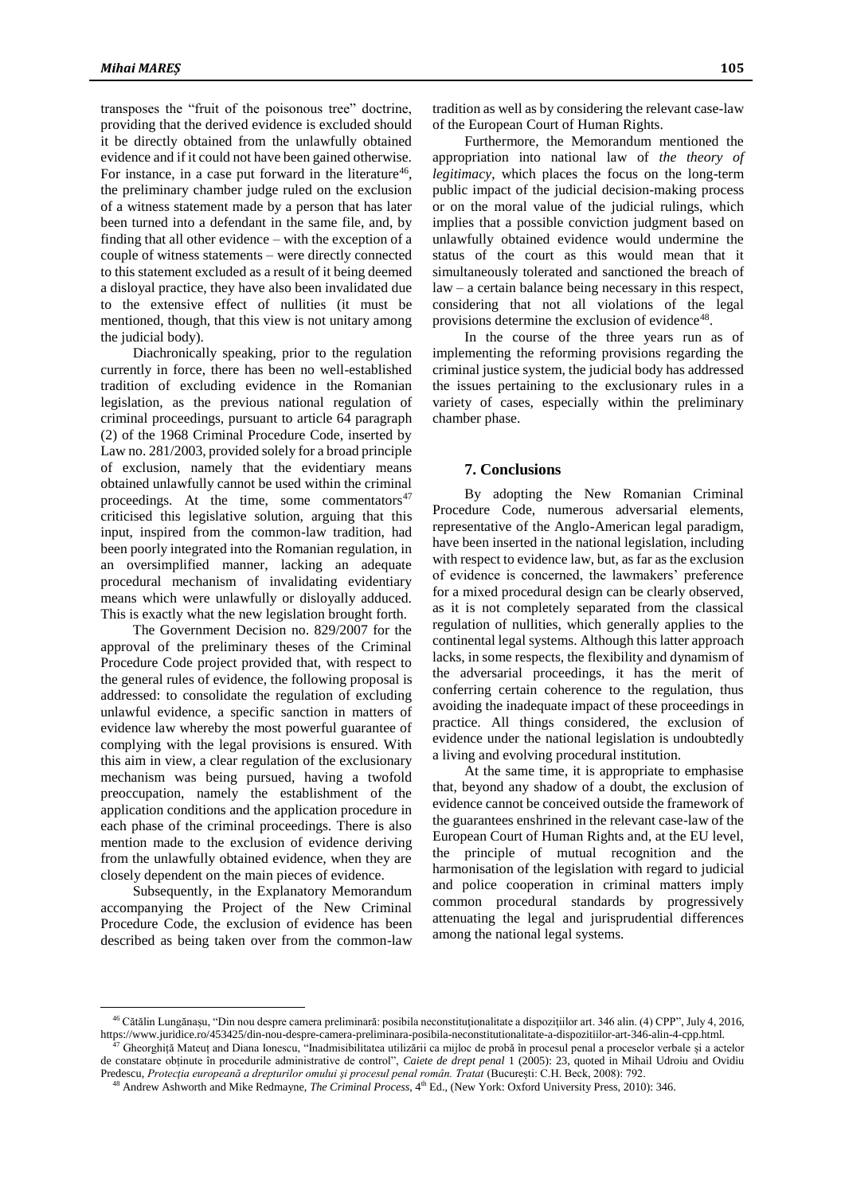transposes the "fruit of the poisonous tree" doctrine, providing that the derived evidence is excluded should it be directly obtained from the unlawfully obtained evidence and if it could not have been gained otherwise. For instance, in a case put forward in the literature[46], the preliminary chamber judge ruled on the exclusion of a witness statement made by a person that has later been turned into a defendant in the same file, and, by finding that all other evidence – with the exception of a couple of witness statements – were directly connected to this statement excluded as a result of it being deemed a disloyal practice, they have also been invalidated due to the extensive effect of nullities (it must be mentioned, though, that this view is not unitary among the judicial body).

Diachronically speaking, prior to the regulation currently in force, there has been no well-established tradition of excluding evidence in the Romanian legislation, as the previous national regulation of criminal proceedings, pursuant to article 64 paragraph (2) of the 1968 Criminal Procedure Code, inserted by Law no. 281/2003, provided solely for a broad principle of exclusion, namely that the evidentiary means obtained unlawfully cannot be used within the criminal proceedings. At the time, some commentators[47] criticised this legislative solution, arguing that this input, inspired from the common-law tradition, had been poorly integrated into the Romanian regulation, in an oversimplified manner, lacking an adequate procedural mechanism of invalidating evidentiary means which were unlawfully or disloyally adduced. This is exactly what the new legislation brought forth.

The Government Decision no. 829/2007 for the approval of the preliminary theses of the Criminal Procedure Code project provided that, with respect to the general rules of evidence, the following proposal is addressed: to consolidate the regulation of excluding unlawful evidence, a specific sanction in matters of evidence law whereby the most powerful guarantee of complying with the legal provisions is ensured. With this aim in view, a clear regulation of the exclusionary mechanism was being pursued, having a twofold preoccupation, namely the establishment of the application conditions and the application procedure in each phase of the criminal proceedings. There is also mention made to the exclusion of evidence deriving from the unlawfully obtained evidence, when they are closely dependent on the main pieces of evidence.

Subsequently, in the Explanatory Memorandum accompanying the Project of the New Criminal Procedure Code, the exclusion of evidence has been described as being taken over from the common-law tradition as well as by considering the relevant case-law of the European Court of Human Rights.

Furthermore, the Memorandum mentioned the appropriation into national law of *the theory of legitimacy*, which places the focus on the long-term public impact of the judicial decision-making process or on the moral value of the judicial rulings, which implies that a possible conviction judgment based on unlawfully obtained evidence would undermine the status of the court as this would mean that it simultaneously tolerated and sanctioned the breach of law – a certain balance being necessary in this respect, considering that not all violations of the legal provisions determine the exclusion of evidence[48].

In the course of the three years run as of implementing the reforming provisions regarding the criminal justice system, the judicial body has addressed the issues pertaining to the exclusionary rules in a variety of cases, especially within the preliminary chamber phase.

## 7. Conclusions

By adopting the New Romanian Criminal Procedure Code, numerous adversarial elements, representative of the Anglo-American legal paradigm, have been inserted in the national legislation, including with respect to evidence law, but, as far as the exclusion of evidence is concerned, the lawmakers' preference for a mixed procedural design can be clearly observed, as it is not completely separated from the classical regulation of nullities, which generally applies to the continental legal systems. Although this latter approach lacks, in some respects, the flexibility and dynamism of the adversarial proceedings, it has the merit of conferring certain coherence to the regulation, thus avoiding the inadequate impact of these proceedings in practice. All things considered, the exclusion of evidence under the national legislation is undoubtedly a living and evolving procedural institution.

At the same time, it is appropriate to emphasise that, beyond any shadow of a doubt, the exclusion of evidence cannot be conceived outside the framework of the guarantees enshrined in the relevant case-law of the European Court of Human Rights and, at the EU level, the principle of mutual recognition and the harmonisation of the legislation with regard to judicial and police cooperation in criminal matters imply common procedural standards by progressively attenuating the legal and jurisprudential differences among the national legal systems.

---

[46] Cătălin Lungănașu, "Din nou despre camera preliminară: posibila neconstituționalitate a dispozițiilor art. 346 alin. (4) CPP", July 4, 2016, https://www.juridice.ro/453425/din-nou-despre-camera-preliminara-posibila-neconstitutionalitate-a-dispozitiilor-art-346-alin-4-cpp.html.

[47] Gheorghiță Mateuț and Diana Ionescu, "Inadmisibilitatea utilizării ca mijloc de probă în procesul penal a proceselor verbale și a actelor de constatare obținute în procedurile administrative de control", *Caiete de drept penal* 1 (2005): 23, quoted in Mihail Udroiu and Ovidiu Predescu, *Protecția europeană a drepturilor omului și procesul penal român. Tratat* (București: C.H. Beck, 2008): 792.

[48] Andrew Ashworth and Mike Redmayne, *The Criminal Process*, 4th Ed., (New York: Oxford University Press, 2010): 346.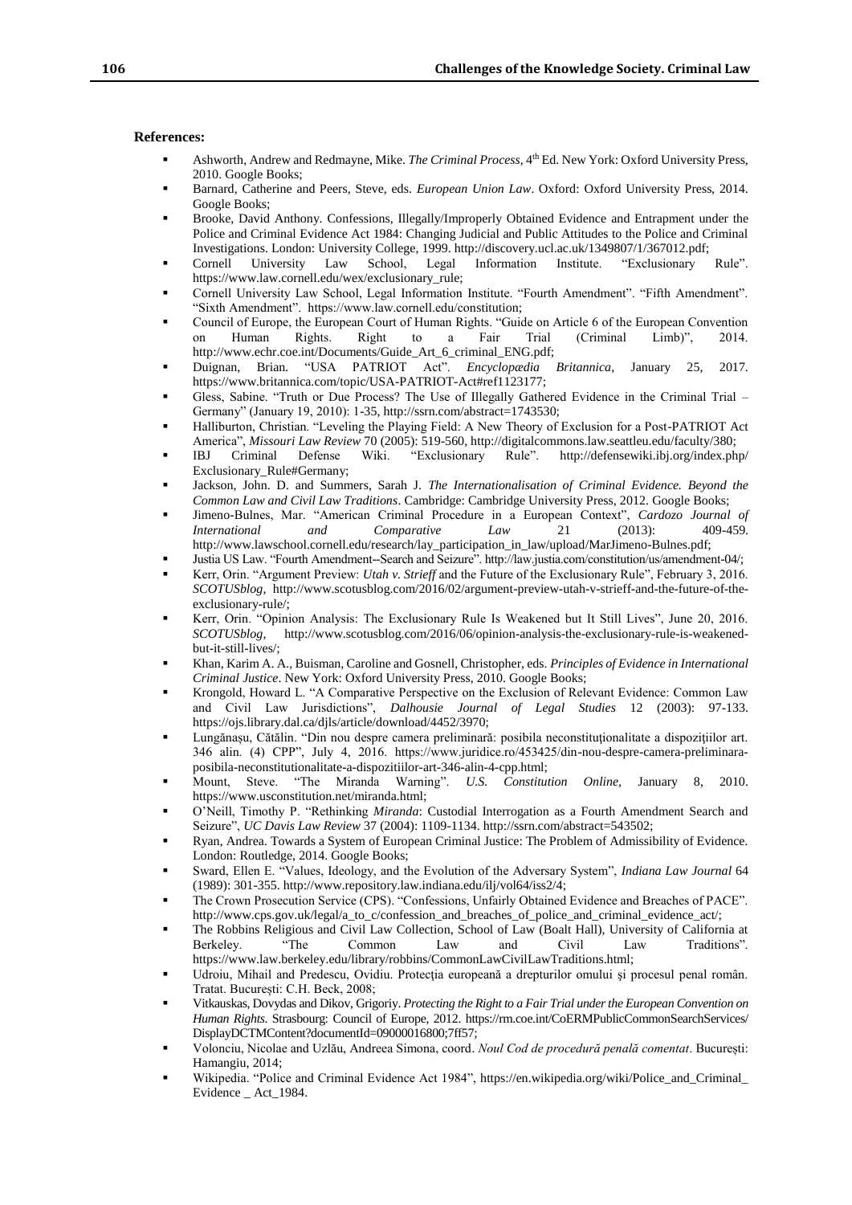**References:**

- Ashworth, Andrew and Redmayne, Mike. *The Criminal Process*, 4th Ed. New York: Oxford University Press, 2010. Google Books;
- Barnard, Catherine and Peers, Steve, eds. *European Union Law*. Oxford: Oxford University Press, 2014. Google Books;
- Brooke, David Anthony. Confessions, Illegally/Improperly Obtained Evidence and Entrapment under the Police and Criminal Evidence Act 1984: Changing Judicial and Public Attitudes to the Police and Criminal Investigations. London: University College, 1999. http://discovery.ucl.ac.uk/1349807/1/367012.pdf;
- Cornell University Law School, Legal Information Institute. "Exclusionary Rule". https://www.law.cornell.edu/wex/exclusionary_rule;
- Cornell University Law School, Legal Information Institute. "Fourth Amendment". "Fifth Amendment". "Sixth Amendment". https://www.law.cornell.edu/constitution;
- Council of Europe, the European Court of Human Rights. "Guide on Article 6 of the European Convention on Human Rights. Right to a Fair Trial (Criminal Limb)", 2014. http://www.echr.coe.int/Documents/Guide_Art_6_criminal_ENG.pdf;
- Duignan, Brian. "USA PATRIOT Act". *Encyclopædia Britannica*, January 25, 2017. https://www.britannica.com/topic/USA-PATRIOT-Act#ref1123177;
- Gless, Sabine. "Truth or Due Process? The Use of Illegally Gathered Evidence in the Criminal Trial – Germany" (January 19, 2010): 1-35, http://ssrn.com/abstract=1743530;
- Halliburton, Christian. "Leveling the Playing Field: A New Theory of Exclusion for a Post-PATRIOT Act America", *Missouri Law Review* 70 (2005): 519-560, http://digitalcommons.law.seattleu.edu/faculty/380;
- IBJ Criminal Defense Wiki. "Exclusionary Rule". http://defensewiki.ibj.org/index.php/Exclusionary_Rule#Germany;
- Jackson, John. D. and Summers, Sarah J. *The Internationalisation of Criminal Evidence. Beyond the Common Law and Civil Law Traditions*. Cambridge: Cambridge University Press, 2012. Google Books;
- Jimeno-Bulnes, Mar. "American Criminal Procedure in a European Context", *Cardozo Journal of International and Comparative Law* 21 (2013): 409-459. http://www.lawschool.cornell.edu/research/lay_participation_in_law/upload/MarJimeno-Bulnes.pdf;
- Justia US Law. "Fourth Amendment--Search and Seizure". http://law.justia.com/constitution/us/amendment-04/;
- Kerr, Orin. "Argument Preview: *Utah v. Strieff* and the Future of the Exclusionary Rule", February 3, 2016. *SCOTUSblog*, http://www.scotusblog.com/2016/02/argument-preview-utah-v-strieff-and-the-future-of-the-exclusionary-rule/;
- Kerr, Orin. "Opinion Analysis: The Exclusionary Rule Is Weakened but It Still Lives", June 20, 2016. *SCOTUSblog*, http://www.scotusblog.com/2016/06/opinion-analysis-the-exclusionary-rule-is-weakened-but-it-still-lives/;
- Khan, Karim A. A., Buisman, Caroline and Gosnell, Christopher, eds. *Principles of Evidence in International Criminal Justice*. New York: Oxford University Press, 2010. Google Books;
- Krongold, Howard L. "A Comparative Perspective on the Exclusion of Relevant Evidence: Common Law and Civil Law Jurisdictions", *Dalhousie Journal of Legal Studies* 12 (2003): 97-133. https://ojs.library.dal.ca/djls/article/download/4452/3970;
- Lungănașu, Cătălin. "Din nou despre camera preliminară: posibila neconstituționalitate a dispozițiilor art. 346 alin. (4) CPP", July 4, 2016. https://www.juridice.ro/453425/din-nou-despre-camera-preliminara-posibila-neconstitutionalitate-a-dispozitiilor-art-346-alin-4-cpp.html;
- Mount, Steve. "The Miranda Warning". *U.S. Constitution Online*, January 8, 2010. https://www.usconstitution.net/miranda.html;
- O'Neill, Timothy P. "Rethinking *Miranda*: Custodial Interrogation as a Fourth Amendment Search and Seizure", *UC Davis Law Review* 37 (2004): 1109-1134. http://ssrn.com/abstract=543502;
- Ryan, Andrea. Towards a System of European Criminal Justice: The Problem of Admissibility of Evidence. London: Routledge, 2014. Google Books;
- Sward, Ellen E. "Values, Ideology, and the Evolution of the Adversary System", *Indiana Law Journal* 64 (1989): 301-355. http://www.repository.law.indiana.edu/ilj/vol64/iss2/4;
- The Crown Prosecution Service (CPS). "Confessions, Unfairly Obtained Evidence and Breaches of PACE". http://www.cps.gov.uk/legal/a_to_c/confession_and_breaches_of_police_and_criminal_evidence_act/;
- The Robbins Religious and Civil Law Collection, School of Law (Boalt Hall), University of California at Berkeley. "The Common Law and Civil Law Traditions". https://www.law.berkeley.edu/library/robbins/CommonLawCivilLawTraditions.html;
- Udroiu, Mihail and Predescu, Ovidiu. Protecția europeană a drepturilor omului și procesul penal român. Tratat. București: C.H. Beck, 2008;
- Vitkauskas, Dovydas and Dikov, Grigoriy. *Protecting the Right to a Fair Trial under the European Convention on Human Rights*. Strasbourg: Council of Europe, 2012. https://rm.coe.int/CoERMPublicCommonSearchServices/DisplayDCTMContent?documentId=09000016800;7ff57;
- Volonciu, Nicolae and Uzlău, Andreea Simona, coord. *Noul Cod de procedură penală comentat*. București: Hamangiu, 2014;
- Wikipedia. "Police and Criminal Evidence Act 1984", https://en.wikipedia.org/wiki/Police_and_Criminal_Evidence _ Act_1984.